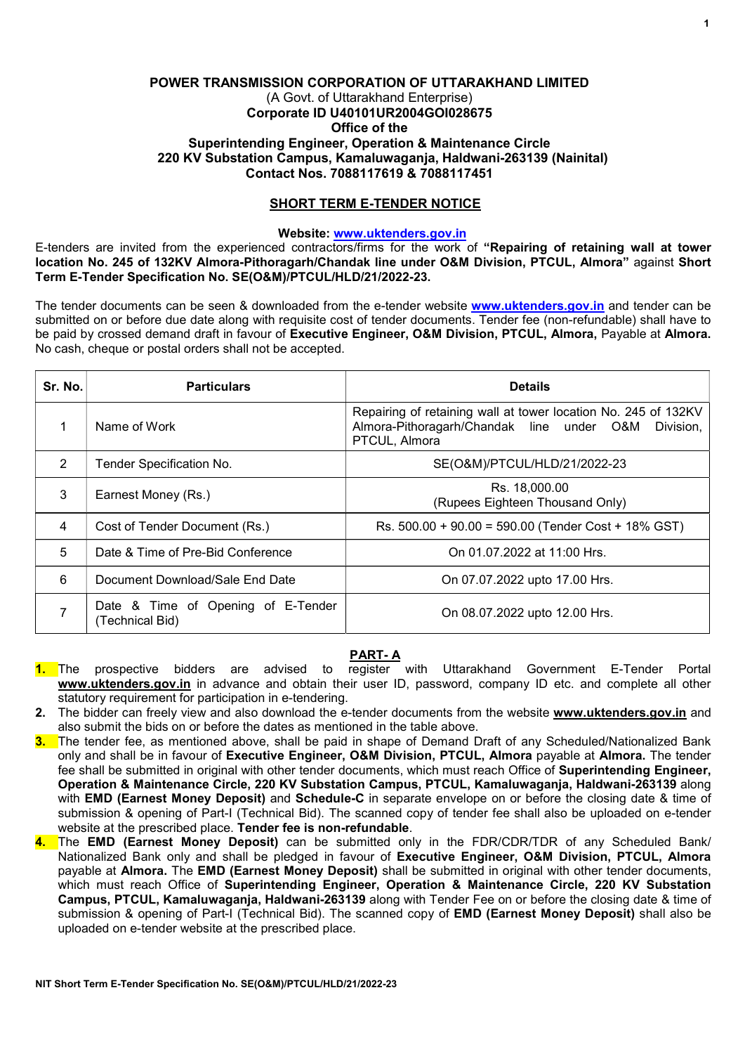**POWER TRANSMISSION CORPORATION OF UTTARAKHAND LIMITED**
(A Govt. of Uttarakhand Enterprise)
**Corporate ID U40101UR2004GOI028675**
**Office of the**
**Superintending Engineer, Operation & Maintenance Circle**
**220 KV Substation Campus, Kamaluwaganja, Haldwani-263139 (Nainital)**
**Contact Nos. 7088117619 & 7088117451**

## SHORT TERM E-TENDER NOTICE

**Website: www.uktenders.gov.in**

E-tenders are invited from the experienced contractors/firms for the work of **"Repairing of retaining wall at tower location No. 245 of 132KV Almora-Pithoragarh/Chandak line under O&M Division, PTCUL, Almora"** against **Short Term E-Tender Specification No. SE(O&M)/PTCUL/HLD/21/2022-23.**

The tender documents can be seen & downloaded from the e-tender website **www.uktenders.gov.in** and tender can be submitted on or before due date along with requisite cost of tender documents. Tender fee (non-refundable) shall have to be paid by crossed demand draft in favour of **Executive Engineer, O&M Division, PTCUL, Almora,** Payable at **Almora.** No cash, cheque or postal orders shall not be accepted.

| Sr. No. | Particulars | Details |
|---|---|---|
| 1 | Name of Work | Repairing of retaining wall at tower location No. 245 of 132KV Almora-Pithoragarh/Chandak line under O&M Division, PTCUL, Almora |
| 2 | Tender Specification No. | SE(O&M)/PTCUL/HLD/21/2022-23 |
| 3 | Earnest Money (Rs.) | Rs. 18,000.00 (Rupees Eighteen Thousand Only) |
| 4 | Cost of Tender Document (Rs.) | Rs. 500.00 + 90.00 = 590.00 (Tender Cost + 18% GST) |
| 5 | Date & Time of Pre-Bid Conference | On 01.07.2022 at 11:00 Hrs. |
| 6 | Document Download/Sale End Date | On 07.07.2022 upto 17.00 Hrs. |
| 7 | Date & Time of Opening of E-Tender (Technical Bid) | On 08.07.2022 upto 12.00 Hrs. |

## PART- A

1. The prospective bidders are advised to register with Uttarakhand Government E-Tender Portal **www.uktenders.gov.in** in advance and obtain their user ID, password, company ID etc. and complete all other statutory requirement for participation in e-tendering.
2. The bidder can freely view and also download the e-tender documents from the website **www.uktenders.gov.in** and also submit the bids on or before the dates as mentioned in the table above.
3. The tender fee, as mentioned above, shall be paid in shape of Demand Draft of any Scheduled/Nationalized Bank only and shall be in favour of **Executive Engineer, O&M Division, PTCUL, Almora** payable at **Almora.** The tender fee shall be submitted in original with other tender documents, which must reach Office of **Superintending Engineer, Operation & Maintenance Circle, 220 KV Substation Campus, PTCUL, Kamaluwaganja, Haldwani-263139** along with **EMD (Earnest Money Deposit)** and **Schedule-C** in separate envelope on or before the closing date & time of submission & opening of Part-I (Technical Bid). The scanned copy of tender fee shall also be uploaded on e-tender website at the prescribed place. **Tender fee is non-refundable**.
4. The **EMD (Earnest Money Deposit)** can be submitted only in the FDR/CDR/TDR of any Scheduled Bank/ Nationalized Bank only and shall be pledged in favour of **Executive Engineer, O&M Division, PTCUL, Almora** payable at **Almora.** The **EMD (Earnest Money Deposit)** shall be submitted in original with other tender documents, which must reach Office of **Superintending Engineer, Operation & Maintenance Circle, 220 KV Substation Campus, PTCUL, Kamaluwaganja, Haldwani-263139** along with Tender Fee on or before the closing date & time of submission & opening of Part-I (Technical Bid). The scanned copy of **EMD (Earnest Money Deposit)** shall also be uploaded on e-tender website at the prescribed place.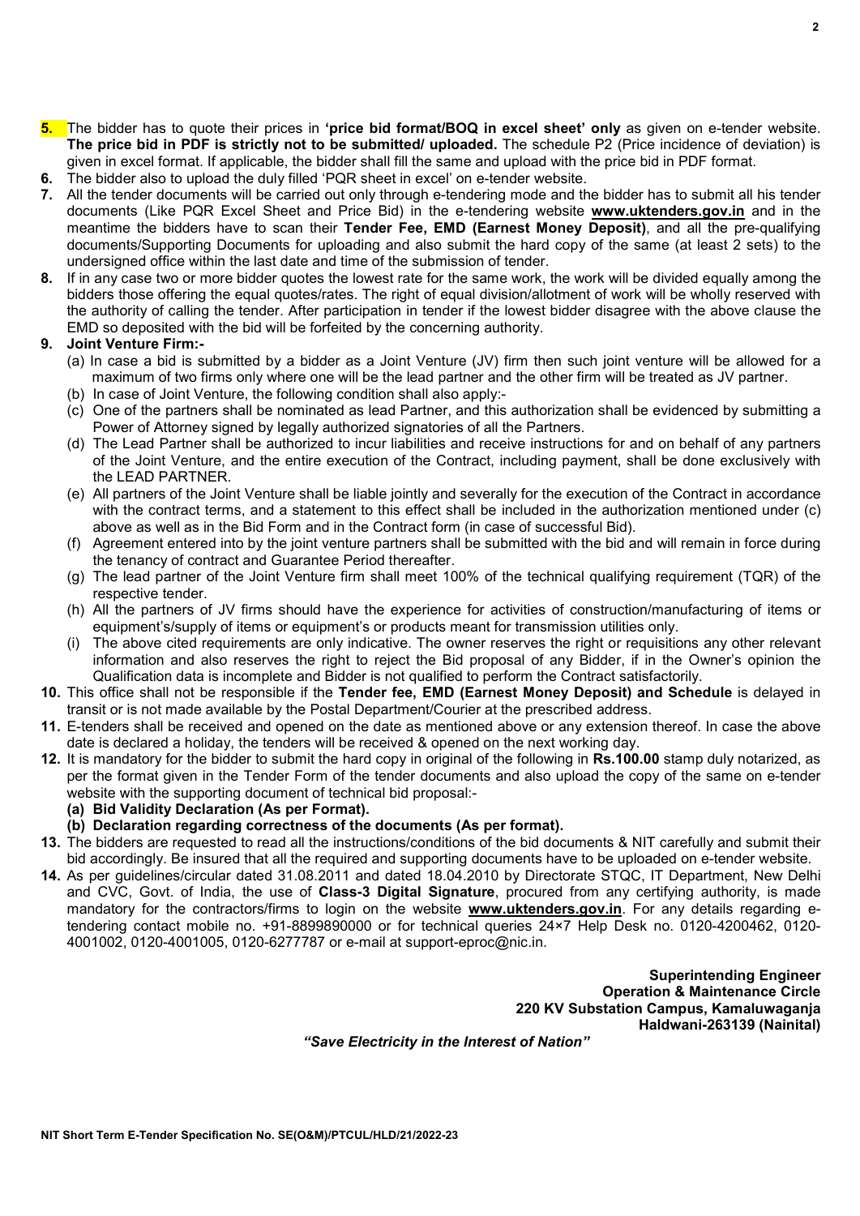**5.** The bidder has to quote their prices in **'price bid format/BOQ in excel sheet' only** as given on e-tender website. **The price bid in PDF is strictly not to be submitted/ uploaded.** The schedule P2 (Price incidence of deviation) is given in excel format. If applicable, the bidder shall fill the same and upload with the price bid in PDF format.

**6.** The bidder also to upload the duly filled 'PQR sheet in excel' on e-tender website.

**7.** All the tender documents will be carried out only through e-tendering mode and the bidder has to submit all his tender documents (Like PQR Excel Sheet and Price Bid) in the e-tendering website **www.uktenders.gov.in** and in the meantime the bidders have to scan their **Tender Fee, EMD (Earnest Money Deposit)**, and all the pre-qualifying documents/Supporting Documents for uploading and also submit the hard copy of the same (at least 2 sets) to the undersigned office within the last date and time of the submission of tender.

**8.** If in any case two or more bidder quotes the lowest rate for the same work, the work will be divided equally among the bidders those offering the equal quotes/rates. The right of equal division/allotment of work will be wholly reserved with the authority of calling the tender. After participation in tender if the lowest bidder disagree with the above clause the EMD so deposited with the bid will be forfeited by the concerning authority.

**9. Joint Venture Firm:-**

(a) In case a bid is submitted by a bidder as a Joint Venture (JV) firm then such joint venture will be allowed for a maximum of two firms only where one will be the lead partner and the other firm will be treated as JV partner.

(b) In case of Joint Venture, the following condition shall also apply:-

(c) One of the partners shall be nominated as lead Partner, and this authorization shall be evidenced by submitting a Power of Attorney signed by legally authorized signatories of all the Partners.

(d) The Lead Partner shall be authorized to incur liabilities and receive instructions for and on behalf of any partners of the Joint Venture, and the entire execution of the Contract, including payment, shall be done exclusively with the LEAD PARTNER.

(e) All partners of the Joint Venture shall be liable jointly and severally for the execution of the Contract in accordance with the contract terms, and a statement to this effect shall be included in the authorization mentioned under (c) above as well as in the Bid Form and in the Contract form (in case of successful Bid).

(f) Agreement entered into by the joint venture partners shall be submitted with the bid and will remain in force during the tenancy of contract and Guarantee Period thereafter.

(g) The lead partner of the Joint Venture firm shall meet 100% of the technical qualifying requirement (TQR) of the respective tender.

(h) All the partners of JV firms should have the experience for activities of construction/manufacturing of items or equipment's/supply of items or equipment's or products meant for transmission utilities only.

(i) The above cited requirements are only indicative. The owner reserves the right or requisitions any other relevant information and also reserves the right to reject the Bid proposal of any Bidder, if in the Owner's opinion the Qualification data is incomplete and Bidder is not qualified to perform the Contract satisfactorily.

**10.** This office shall not be responsible if the **Tender fee, EMD (Earnest Money Deposit) and Schedule** is delayed in transit or is not made available by the Postal Department/Courier at the prescribed address.

**11.** E-tenders shall be received and opened on the date as mentioned above or any extension thereof. In case the above date is declared a holiday, the tenders will be received & opened on the next working day.

**12.** It is mandatory for the bidder to submit the hard copy in original of the following in **Rs.100.00** stamp duly notarized, as per the format given in the Tender Form of the tender documents and also upload the copy of the same on e-tender website with the supporting document of technical bid proposal:-

**(a) Bid Validity Declaration (As per Format).**

**(b) Declaration regarding correctness of the documents (As per format).**

**13.** The bidders are requested to read all the instructions/conditions of the bid documents & NIT carefully and submit their bid accordingly. Be insured that all the required and supporting documents have to be uploaded on e-tender website.

**14.** As per guidelines/circular dated 31.08.2011 and dated 18.04.2010 by Directorate STQC, IT Department, New Delhi and CVC, Govt. of India, the use of **Class-3 Digital Signature**, procured from any certifying authority, is made mandatory for the contractors/firms to login on the website **www.uktenders.gov.in**. For any details regarding e-tendering contact mobile no. +91-8899890000 or for technical queries 24×7 Help Desk no. 0120-4200462, 0120-4001002, 0120-4001005, 0120-6277787 or e-mail at support-eproc@nic.in.

**Superintending Engineer**
**Operation & Maintenance Circle**
**220 KV Substation Campus, Kamaluwaganja**
**Haldwani-263139 (Nainital)**

***"Save Electricity in the Interest of Nation"***

NIT Short Term E-Tender Specification No. SE(O&M)/PTCUL/HLD/21/2022-23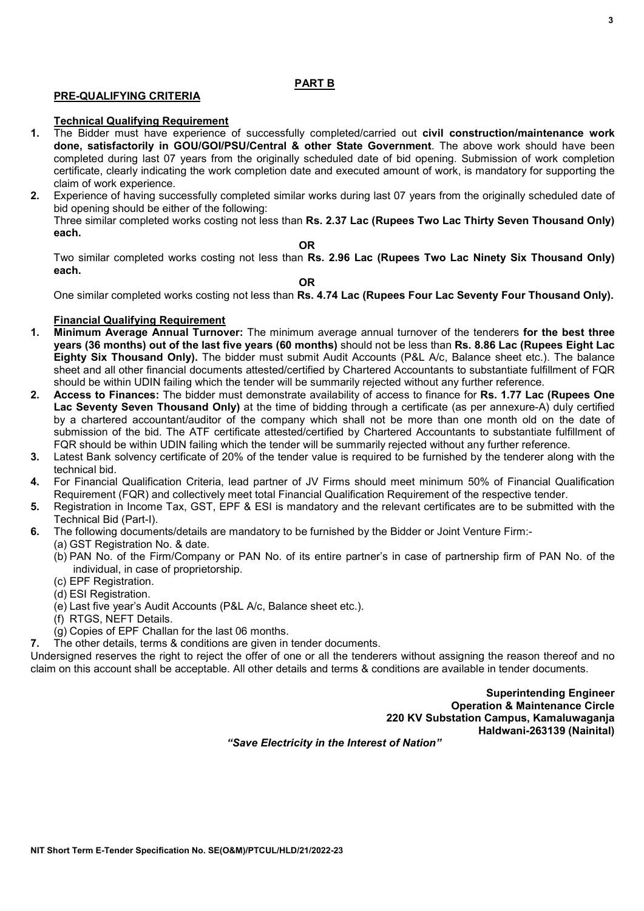## PART B

### PRE-QUALIFYING CRITERIA

**Technical Qualifying Requirement**

1. The Bidder must have experience of successfully completed/carried out **civil construction/maintenance work done, satisfactorily in GOU/GOI/PSU/Central & other State Government**. The above work should have been completed during last 07 years from the originally scheduled date of bid opening. Submission of work completion certificate, clearly indicating the work completion date and executed amount of work, is mandatory for supporting the claim of work experience.
2. Experience of having successfully completed similar works during last 07 years from the originally scheduled date of bid opening should be either of the following:

   Three similar completed works costing not less than **Rs. 2.37 Lac (Rupees Two Lac Thirty Seven Thousand Only) each.**

   **OR**

   Two similar completed works costing not less than **Rs. 2.96 Lac (Rupees Two Lac Ninety Six Thousand Only) each.**

   **OR**

   One similar completed works costing not less than **Rs. 4.74 Lac (Rupees Four Lac Seventy Four Thousand Only).**

**Financial Qualifying Requirement**

1. **Minimum Average Annual Turnover:** The minimum average annual turnover of the tenderers **for the best three years (36 months) out of the last five years (60 months)** should not be less than **Rs. 8.86 Lac (Rupees Eight Lac Eighty Six Thousand Only).** The bidder must submit Audit Accounts (P&L A/c, Balance sheet etc.). The balance sheet and all other financial documents attested/certified by Chartered Accountants to substantiate fulfillment of FQR should be within UDIN failing which the tender will be summarily rejected without any further reference.
2. **Access to Finances:** The bidder must demonstrate availability of access to finance for **Rs. 1.77 Lac (Rupees One Lac Seventy Seven Thousand Only)** at the time of bidding through a certificate (as per annexure-A) duly certified by a chartered accountant/auditor of the company which shall not be more than one month old on the date of submission of the bid. The ATF certificate attested/certified by Chartered Accountants to substantiate fulfillment of FQR should be within UDIN failing which the tender will be summarily rejected without any further reference.
3. Latest Bank solvency certificate of 20% of the tender value is required to be furnished by the tenderer along with the technical bid.
4. For Financial Qualification Criteria, lead partner of JV Firms should meet minimum 50% of Financial Qualification Requirement (FQR) and collectively meet total Financial Qualification Requirement of the respective tender.
5. Registration in Income Tax, GST, EPF & ESI is mandatory and the relevant certificates are to be submitted with the Technical Bid (Part-I).
6. The following documents/details are mandatory to be furnished by the Bidder or Joint Venture Firm:-
   (a) GST Registration No. & date.
   (b) PAN No. of the Firm/Company or PAN No. of its entire partner's in case of partnership firm of PAN No. of the individual, in case of proprietorship.
   (c) EPF Registration.
   (d) ESI Registration.
   (e) Last five year's Audit Accounts (P&L A/c, Balance sheet etc.).
   (f) RTGS, NEFT Details.
   (g) Copies of EPF Challan for the last 06 months.
7. The other details, terms & conditions are given in tender documents.

Undersigned reserves the right to reject the offer of one or all the tenderers without assigning the reason thereof and no claim on this account shall be acceptable. All other details and terms & conditions are available in tender documents.

**Superintending Engineer**
**Operation & Maintenance Circle**
**220 KV Substation Campus, Kamaluwaganja**
**Haldwani-263139 (Nainital)**

***"Save Electricity in the Interest of Nation"***